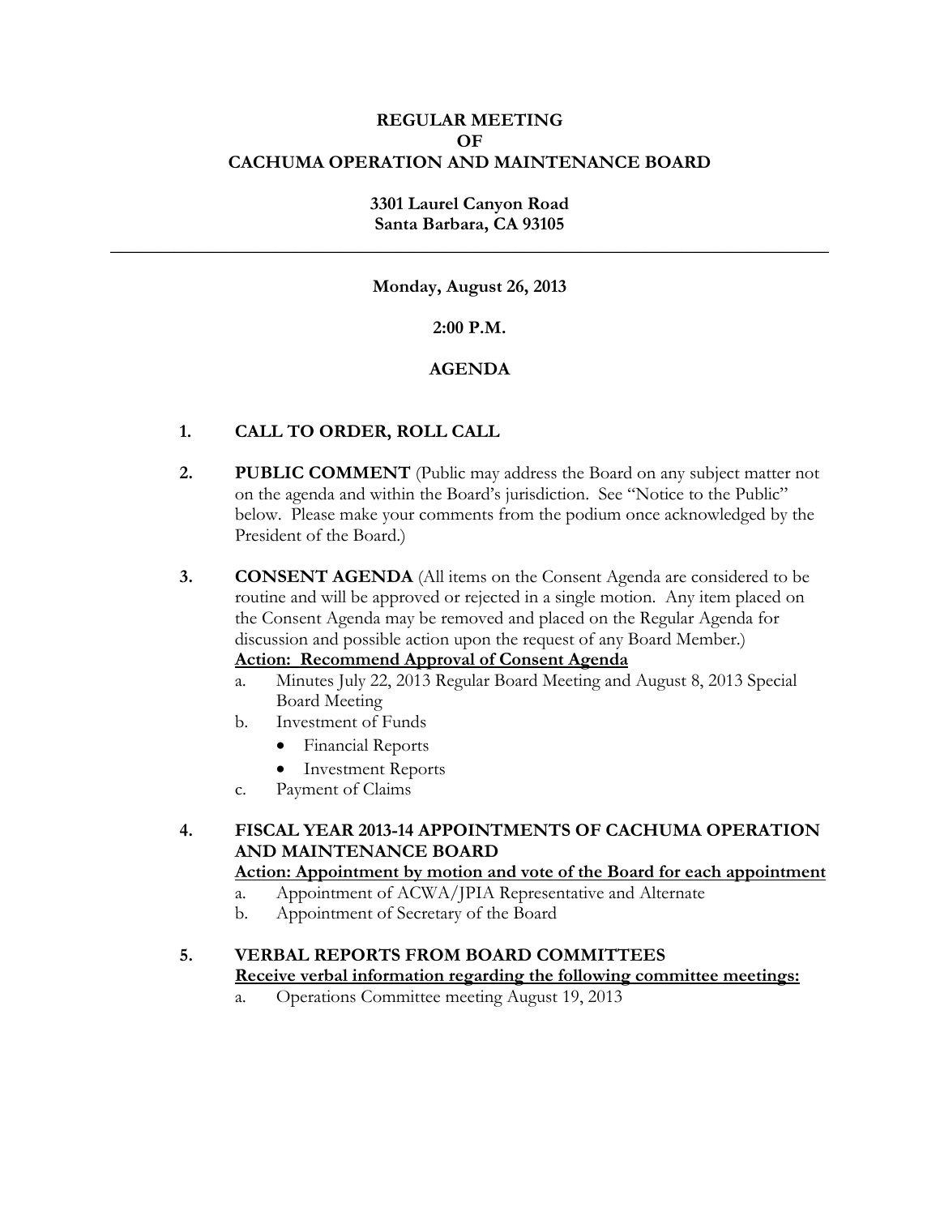**REGULAR MEETING**
**OF**
**CACHUMA OPERATION AND MAINTENANCE BOARD**

**3301 Laurel Canyon Road**
**Santa Barbara, CA 93105**

---

**Monday, August 26, 2013**

**2:00 P.M.**

**AGENDA**

1. **CALL TO ORDER, ROLL CALL**

2. **PUBLIC COMMENT** (Public may address the Board on any subject matter not on the agenda and within the Board's jurisdiction. See "Notice to the Public" below. Please make your comments from the podium once acknowledged by the President of the Board.)

3. **CONSENT AGENDA** (All items on the Consent Agenda are considered to be routine and will be approved or rejected in a single motion. Any item placed on the Consent Agenda may be removed and placed on the Regular Agenda for discussion and possible action upon the request of any Board Member.)
   **Action: Recommend Approval of Consent Agenda**
   a. Minutes July 22, 2013 Regular Board Meeting and August 8, 2013 Special Board Meeting
   b. Investment of Funds
      - Financial Reports
      - Investment Reports
   c. Payment of Claims

4. **FISCAL YEAR 2013-14 APPOINTMENTS OF CACHUMA OPERATION AND MAINTENANCE BOARD**
   **Action: Appointment by motion and vote of the Board for each appointment**
   a. Appointment of ACWA/JPIA Representative and Alternate
   b. Appointment of Secretary of the Board

5. **VERBAL REPORTS FROM BOARD COMMITTEES**
   **Receive verbal information regarding the following committee meetings:**
   a. Operations Committee meeting August 19, 2013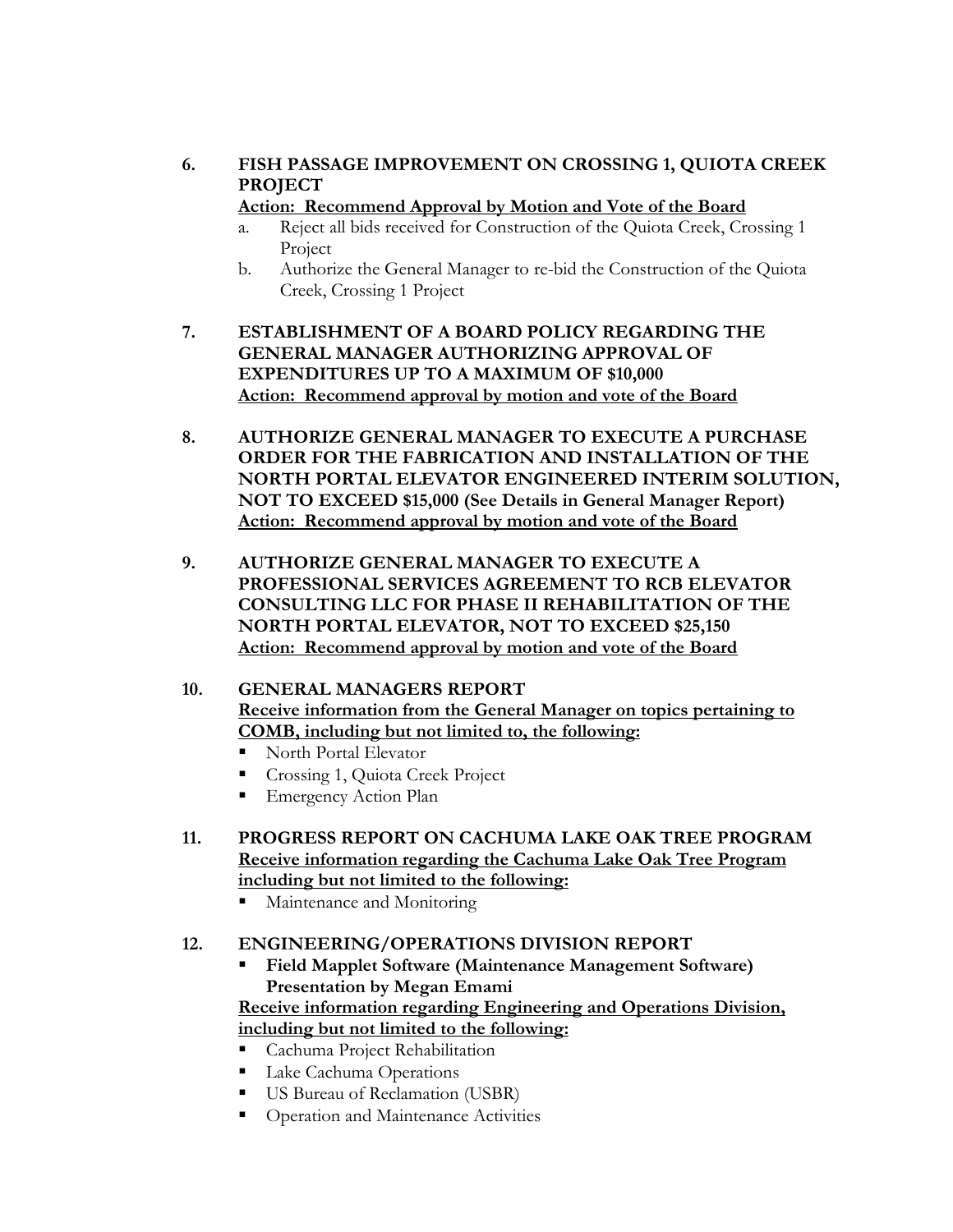6. **FISH PASSAGE IMPROVEMENT ON CROSSING 1, QUIOTA CREEK PROJECT**
   **Action: Recommend Approval by Motion and Vote of the Board**
   a. Reject all bids received for Construction of the Quiota Creek, Crossing 1 Project
   b. Authorize the General Manager to re-bid the Construction of the Quiota Creek, Crossing 1 Project

7. **ESTABLISHMENT OF A BOARD POLICY REGARDING THE GENERAL MANAGER AUTHORIZING APPROVAL OF EXPENDITURES UP TO A MAXIMUM OF $10,000**
   **Action: Recommend approval by motion and vote of the Board**

8. **AUTHORIZE GENERAL MANAGER TO EXECUTE A PURCHASE ORDER FOR THE FABRICATION AND INSTALLATION OF THE NORTH PORTAL ELEVATOR ENGINEERED INTERIM SOLUTION, NOT TO EXCEED $15,000 (See Details in General Manager Report)**
   **Action: Recommend approval by motion and vote of the Board**

9. **AUTHORIZE GENERAL MANAGER TO EXECUTE A PROFESSIONAL SERVICES AGREEMENT TO RCB ELEVATOR CONSULTING LLC FOR PHASE II REHABILITATION OF THE NORTH PORTAL ELEVATOR, NOT TO EXCEED $25,150**
   **Action: Recommend approval by motion and vote of the Board**

10. **GENERAL MANAGERS REPORT**
    **Receive information from the General Manager on topics pertaining to COMB, including but not limited to, the following:**
    - North Portal Elevator
    - Crossing 1, Quiota Creek Project
    - Emergency Action Plan

11. **PROGRESS REPORT ON CACHUMA LAKE OAK TREE PROGRAM**
    **Receive information regarding the Cachuma Lake Oak Tree Program including but not limited to the following:**
    - Maintenance and Monitoring

12. **ENGINEERING/OPERATIONS DIVISION REPORT**
    - **Field Mapplet Software (Maintenance Management Software) Presentation by Megan Emami**

    **Receive information regarding Engineering and Operations Division, including but not limited to the following:**
    - Cachuma Project Rehabilitation
    - Lake Cachuma Operations
    - US Bureau of Reclamation (USBR)
    - Operation and Maintenance Activities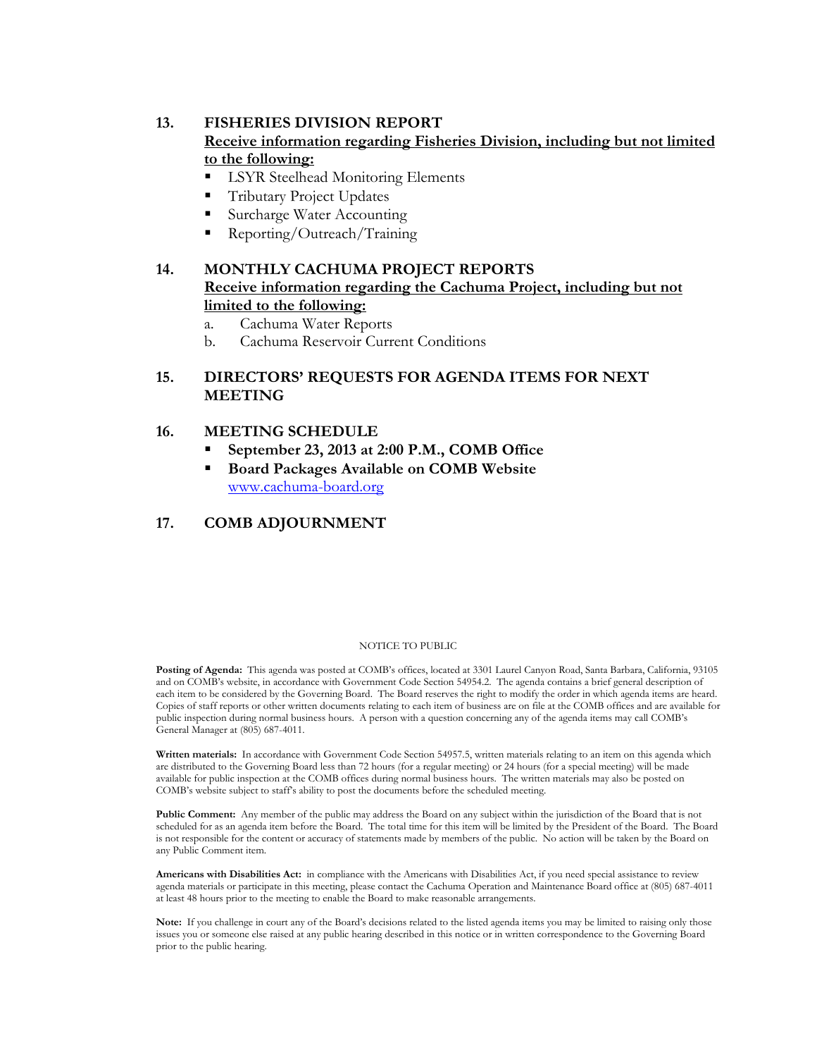## 13. FISHERIES DIVISION REPORT

**Receive information regarding Fisheries Division, including but not limited to the following:**

- LSYR Steelhead Monitoring Elements
- Tributary Project Updates
- Surcharge Water Accounting
- Reporting/Outreach/Training

## 14. MONTHLY CACHUMA PROJECT REPORTS

**Receive information regarding the Cachuma Project, including but not limited to the following:**

a. Cachuma Water Reports

b. Cachuma Reservoir Current Conditions

## 15. DIRECTORS' REQUESTS FOR AGENDA ITEMS FOR NEXT MEETING

## 16. MEETING SCHEDULE

- **September 23, 2013 at 2:00 P.M., COMB Office**
- **Board Packages Available on COMB Website** www.cachuma-board.org

## 17. COMB ADJOURNMENT

NOTICE TO PUBLIC

**Posting of Agenda:** This agenda was posted at COMB's offices, located at 3301 Laurel Canyon Road, Santa Barbara, California, 93105 and on COMB's website, in accordance with Government Code Section 54954.2. The agenda contains a brief general description of each item to be considered by the Governing Board. The Board reserves the right to modify the order in which agenda items are heard. Copies of staff reports or other written documents relating to each item of business are on file at the COMB offices and are available for public inspection during normal business hours. A person with a question concerning any of the agenda items may call COMB's General Manager at (805) 687-4011.

**Written materials:** In accordance with Government Code Section 54957.5, written materials relating to an item on this agenda which are distributed to the Governing Board less than 72 hours (for a regular meeting) or 24 hours (for a special meeting) will be made available for public inspection at the COMB offices during normal business hours. The written materials may also be posted on COMB's website subject to staff's ability to post the documents before the scheduled meeting.

**Public Comment:** Any member of the public may address the Board on any subject within the jurisdiction of the Board that is not scheduled for as an agenda item before the Board. The total time for this item will be limited by the President of the Board. The Board is not responsible for the content or accuracy of statements made by members of the public. No action will be taken by the Board on any Public Comment item.

**Americans with Disabilities Act:** in compliance with the Americans with Disabilities Act, if you need special assistance to review agenda materials or participate in this meeting, please contact the Cachuma Operation and Maintenance Board office at (805) 687-4011 at least 48 hours prior to the meeting to enable the Board to make reasonable arrangements.

**Note:** If you challenge in court any of the Board's decisions related to the listed agenda items you may be limited to raising only those issues you or someone else raised at any public hearing described in this notice or in written correspondence to the Governing Board prior to the public hearing.